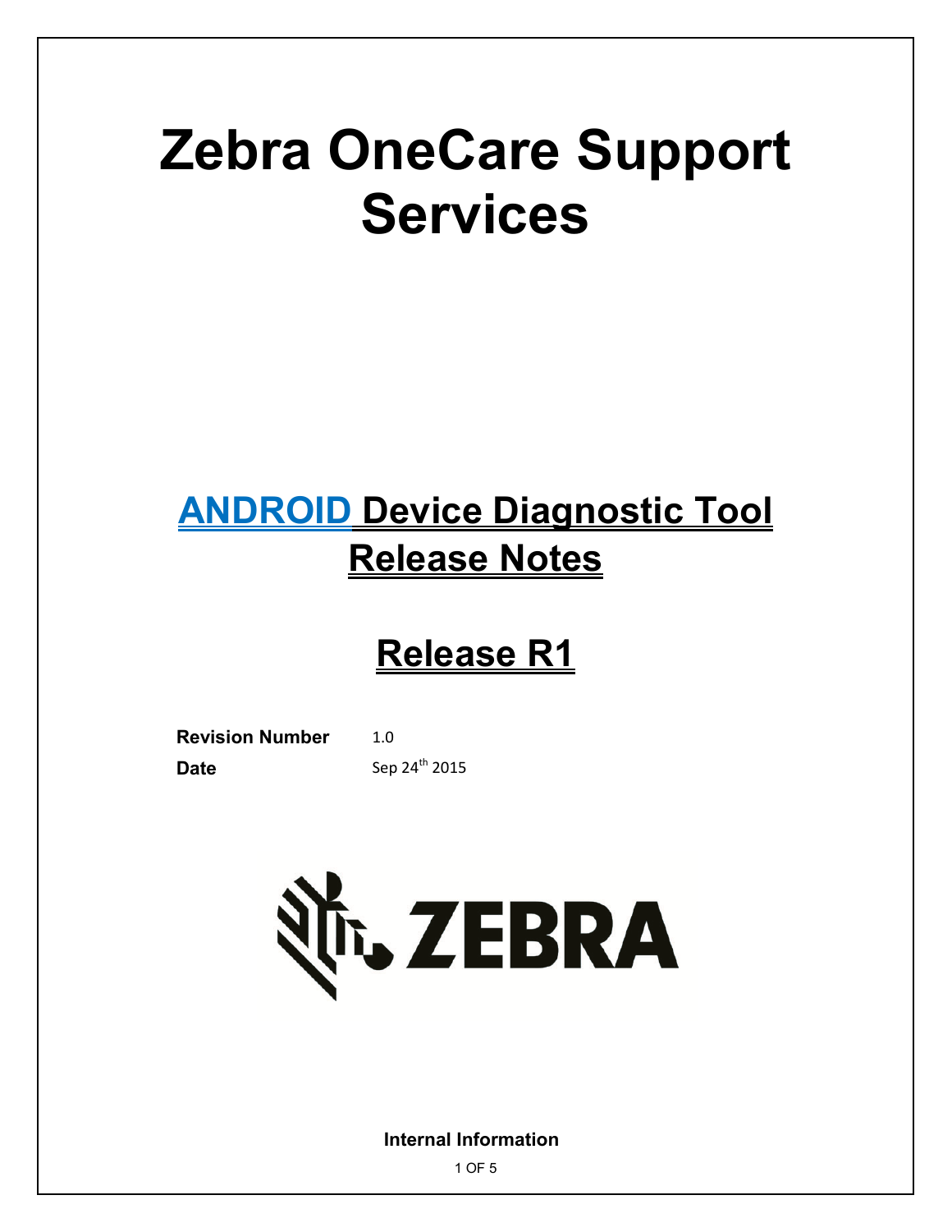# Zebra OneCare Support Services

## ANDROID Device Diagnostic Tool Release Notes

## Release R1

**Revision Number** 1.0

**Date** Sep 24th 2015

**Internal Information**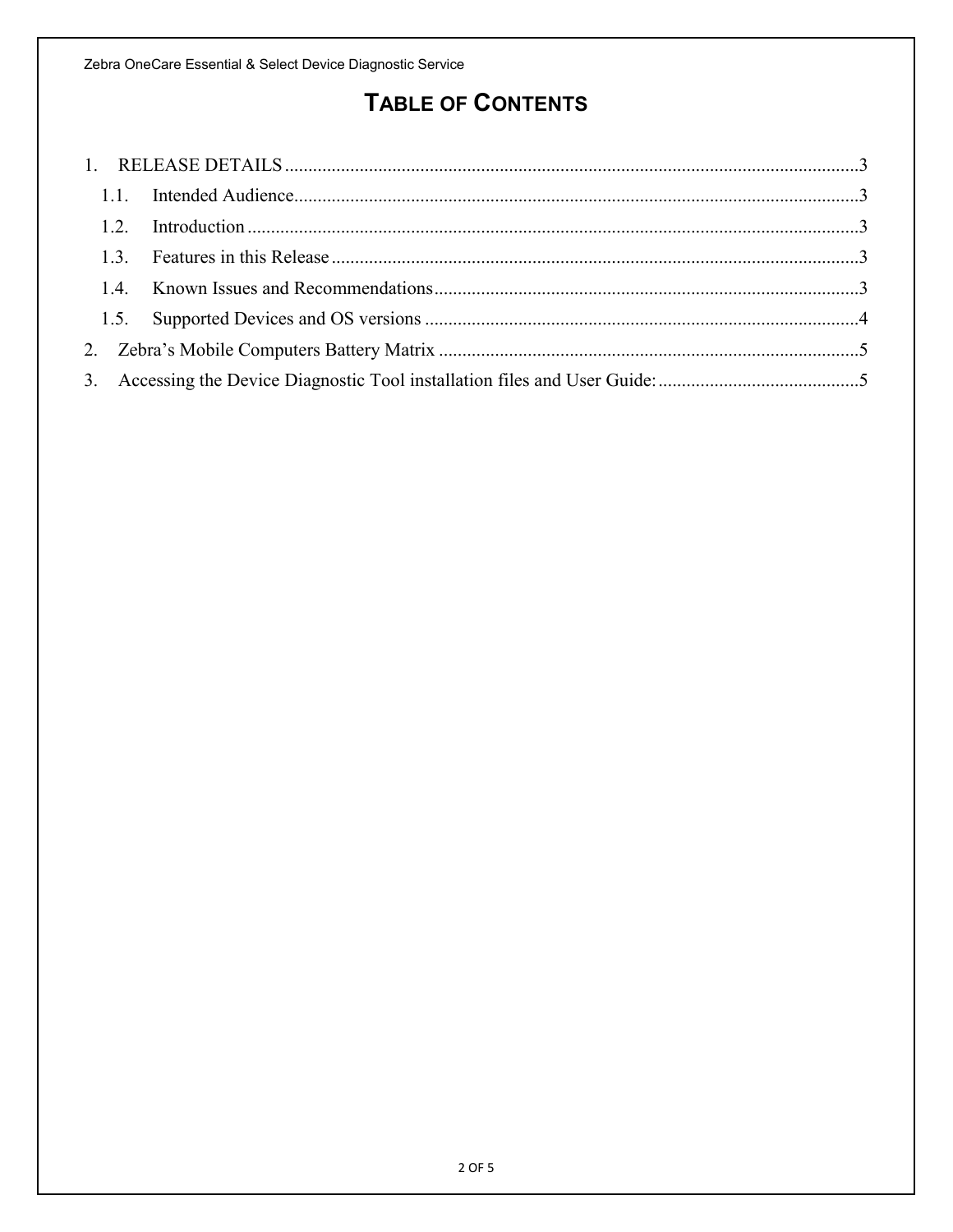# TABLE OF CONTENTS

1. RELEASE DETAILS ....................................................................................................................3
   - 1.1. Intended Audience....................................................................................................................3
   - 1.2. Introduction ..............................................................................................................................3
   - 1.3. Features in this Release ............................................................................................................3
   - 1.4. Known Issues and Recommendations......................................................................................3
   - 1.5. Supported Devices and OS versions ........................................................................................4
2. Zebra's Mobile Computers Battery Matrix ....................................................................................5
3. Accessing the Device Diagnostic Tool installation files and User Guide: ......................................5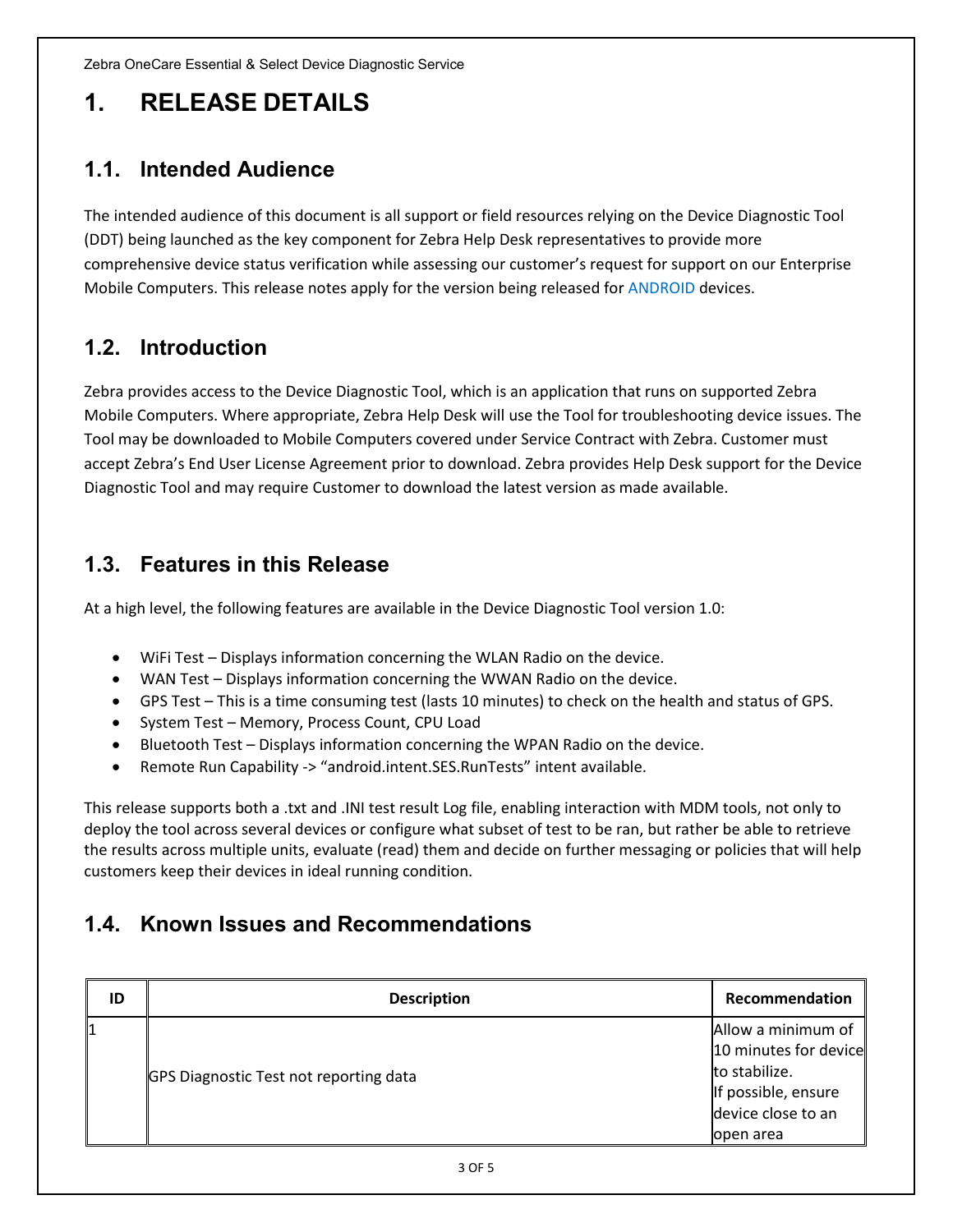# 1. RELEASE DETAILS

## 1.1. Intended Audience

The intended audience of this document is all support or field resources relying on the Device Diagnostic Tool (DDT) being launched as the key component for Zebra Help Desk representatives to provide more comprehensive device status verification while assessing our customer's request for support on our Enterprise Mobile Computers. This release notes apply for the version being released for ANDROID devices.

## 1.2. Introduction

Zebra provides access to the Device Diagnostic Tool, which is an application that runs on supported Zebra Mobile Computers. Where appropriate, Zebra Help Desk will use the Tool for troubleshooting device issues. The Tool may be downloaded to Mobile Computers covered under Service Contract with Zebra. Customer must accept Zebra's End User License Agreement prior to download. Zebra provides Help Desk support for the Device Diagnostic Tool and may require Customer to download the latest version as made available.

## 1.3. Features in this Release

At a high level, the following features are available in the Device Diagnostic Tool version 1.0:

- WiFi Test – Displays information concerning the WLAN Radio on the device.
- WAN Test – Displays information concerning the WWAN Radio on the device.
- GPS Test – This is a time consuming test (lasts 10 minutes) to check on the health and status of GPS.
- System Test – Memory, Process Count, CPU Load
- Bluetooth Test – Displays information concerning the WPAN Radio on the device.
- Remote Run Capability -> "android.intent.SES.RunTests" intent available.

This release supports both a .txt and .INI test result Log file, enabling interaction with MDM tools, not only to deploy the tool across several devices or configure what subset of test to be ran, but rather be able to retrieve the results across multiple units, evaluate (read) them and decide on further messaging or policies that will help customers keep their devices in ideal running condition.

## 1.4. Known Issues and Recommendations

| ID | Description | Recommendation |
|---|---|---|
| 1 | GPS Diagnostic Test not reporting data | Allow a minimum of 10 minutes for device to stabilize.<br>If possible, ensure device close to an open area |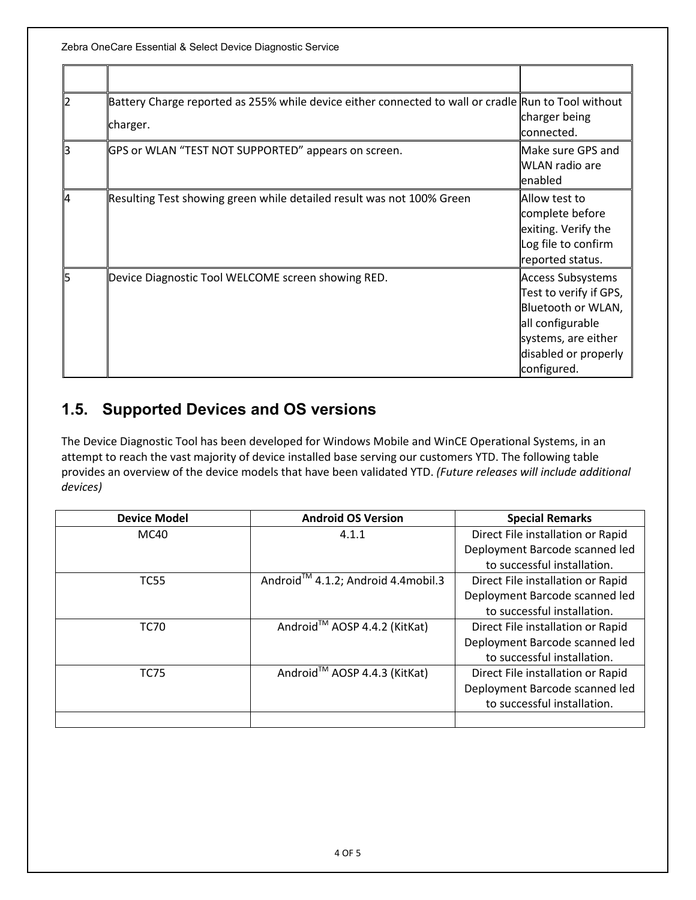| | | |
|---|---|---|
| 2 | Battery Charge reported as 255% while device either connected to wall or cradle charger. | Run to Tool without charger being connected. |
| 3 | GPS or WLAN “TEST NOT SUPPORTED” appears on screen. | Make sure GPS and WLAN radio are enabled |
| 4 | Resulting Test showing green while detailed result was not 100% Green | Allow test to complete before exiting. Verify the Log file to confirm reported status. |
| 5 | Device Diagnostic Tool WELCOME screen showing RED. | Access Subsystems Test to verify if GPS, Bluetooth or WLAN, all configurable systems, are either disabled or properly configured. |

## 1.5. Supported Devices and OS versions

The Device Diagnostic Tool has been developed for Windows Mobile and WinCE Operational Systems, in an attempt to reach the vast majority of device installed base serving our customers YTD. The following table provides an overview of the device models that have been validated YTD. *(Future releases will include additional devices)*

| Device Model | Android OS Version | Special Remarks |
|---|---|---|
| MC40 | 4.1.1 | Direct File installation or Rapid Deployment Barcode scanned led to successful installation. |
| TC55 | Android™ 4.1.2; Android 4.4mobil.3 | Direct File installation or Rapid Deployment Barcode scanned led to successful installation. |
| TC70 | Android™ AOSP 4.4.2 (KitKat) | Direct File installation or Rapid Deployment Barcode scanned led to successful installation. |
| TC75 | Android™ AOSP 4.4.3 (KitKat) | Direct File installation or Rapid Deployment Barcode scanned led to successful installation. |
| | | |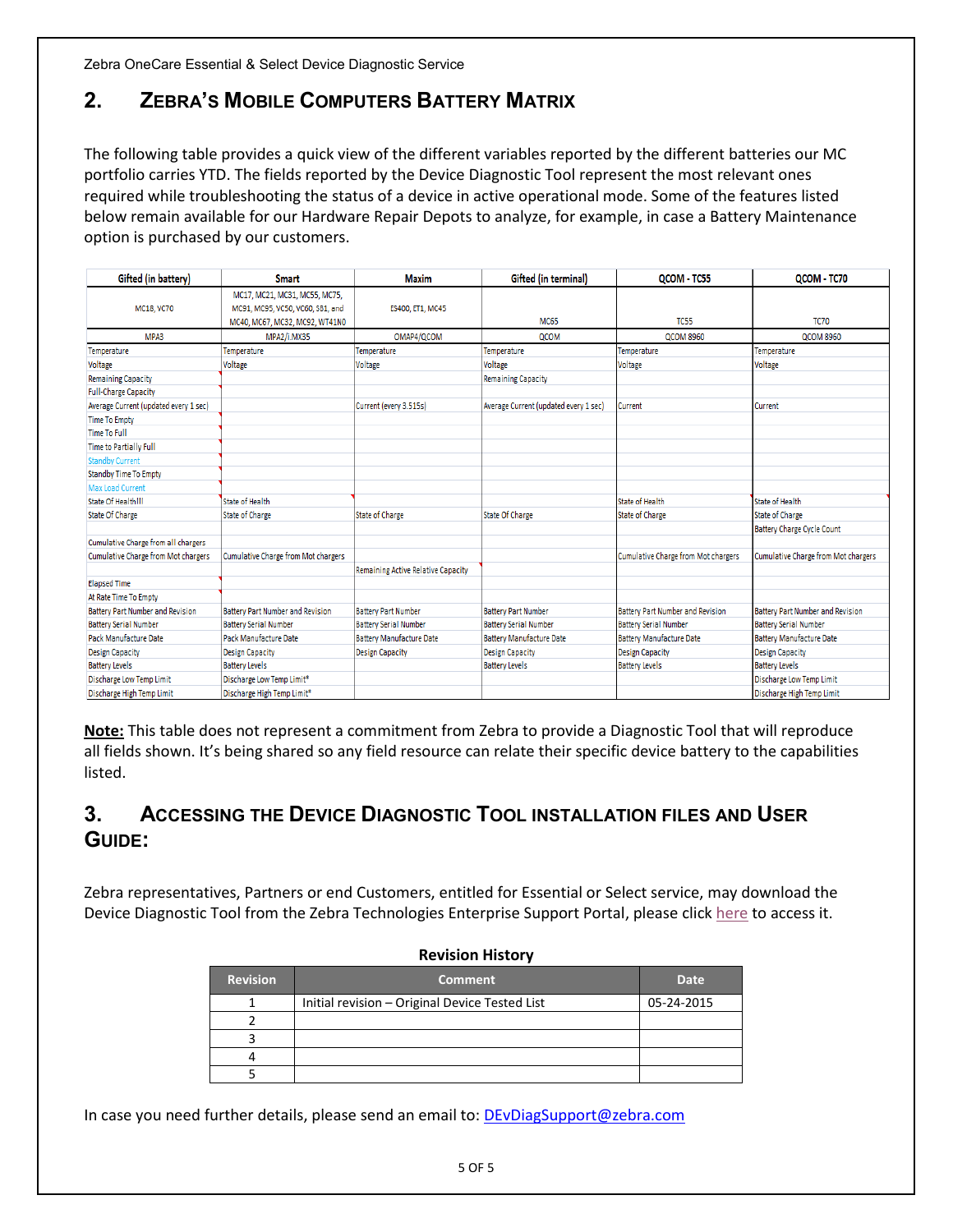## 2. ZEBRA'S MOBILE COMPUTERS BATTERY MATRIX

The following table provides a quick view of the different variables reported by the different batteries our MC portfolio carries YTD. The fields reported by the Device Diagnostic Tool represent the most relevant ones required while troubleshooting the status of a device in active operational mode. Some of the features listed below remain available for our Hardware Repair Depots to analyze, for example, in case a Battery Maintenance option is purchased by our customers.

| Gifted (in battery) | Smart | Maxim | Gifted (in terminal) | QCOM - TC55 | QCOM - TC70 |
|---|---|---|---|---|---|
| MC18, VC70 | MC17, MC21, MC31, MC55, MC75, MC91, MC95, VC50, VC60, SB1, and MC40, MC67, MC32, MC92, WT41N0 | ES400, ET1, MC45 | MC65 | TC55 | TC70 |
| MPA3 | MPA2/i.MX35 | OMAP4/QCOM | QCOM | QCOM 8960 | QCOM 8960 |
| Temperature | Temperature | Temperature | Temperature | Temperature | Temperature |
| Voltage | Voltage | Voltage | Voltage | Voltage | Voltage |
| Remaining Capacity | | | Remaining Capacity | | |
| Full-Charge Capacity | | | | | |
| Average Current (updated every 1 sec) | | Current (every 3.515s) | Average Current (updated every 1 sec) | Current | Current |
| Time To Empty | | | | | |
| Time To Full | | | | | |
| Time to Partially Full | | | | | |
| Standby Current | | | | | |
| Standby Time To Empty | | | | | |
| Max Load Current | | | | | |
| State Of Health!!! | State of Health | | | State of Health | State of Health |
| State Of Charge | State of Charge | State of Charge | State Of Charge | State of Charge | State of Charge |
| | | | | | Battery Charge Cycle Count |
| Cumulative Charge from all chargers | | | | | |
| Cumulative Charge from Mot chargers | Cumulative Charge from Mot chargers | | | Cumulative Charge from Mot chargers | Cumulative Charge from Mot chargers |
| | | Remaining Active Relative Capacity | | | |
| Elapsed Time | | | | | |
| At Rate Time To Empty | | | | | |
| Battery Part Number and Revision | Battery Part Number and Revision | Battery Part Number | Battery Part Number | Battery Part Number and Revision | Battery Part Number and Revision |
| Battery Serial Number | Battery Serial Number | Battery Serial Number | Battery Serial Number | Battery Serial Number | Battery Serial Number |
| Pack Manufacture Date | Pack Manufacture Date | Battery Manufacture Date | Battery Manufacture Date | Battery Manufacture Date | Battery Manufacture Date |
| Design Capacity | Design Capacity | Design Capacity | Design Capacity | Design Capacity | Design Capacity |
| Battery Levels | Battery Levels | | Battery Levels | Battery Levels | Battery Levels |
| Discharge Low Temp Limit | Discharge Low Temp Limit* | | | | Discharge Low Temp Limit |
| Discharge High Temp Limit | Discharge High Temp Limit* | | | | Discharge High Temp Limit |

**Note:** This table does not represent a commitment from Zebra to provide a Diagnostic Tool that will reproduce all fields shown. It's being shared so any field resource can relate their specific device battery to the capabilities listed.

## 3. ACCESSING THE DEVICE DIAGNOSTIC TOOL INSTALLATION FILES AND USER GUIDE:

Zebra representatives, Partners or end Customers, entitled for Essential or Select service, may download the Device Diagnostic Tool from the Zebra Technologies Enterprise Support Portal, please click here to access it.

**Revision History**

| Revision | Comment | Date |
|---|---|---|
| 1 | Initial revision – Original Device Tested List | 05-24-2015 |
| 2 | | |
| 3 | | |
| 4 | | |
| 5 | | |

In case you need further details, please send an email to: DEvDiagSupport@zebra.com